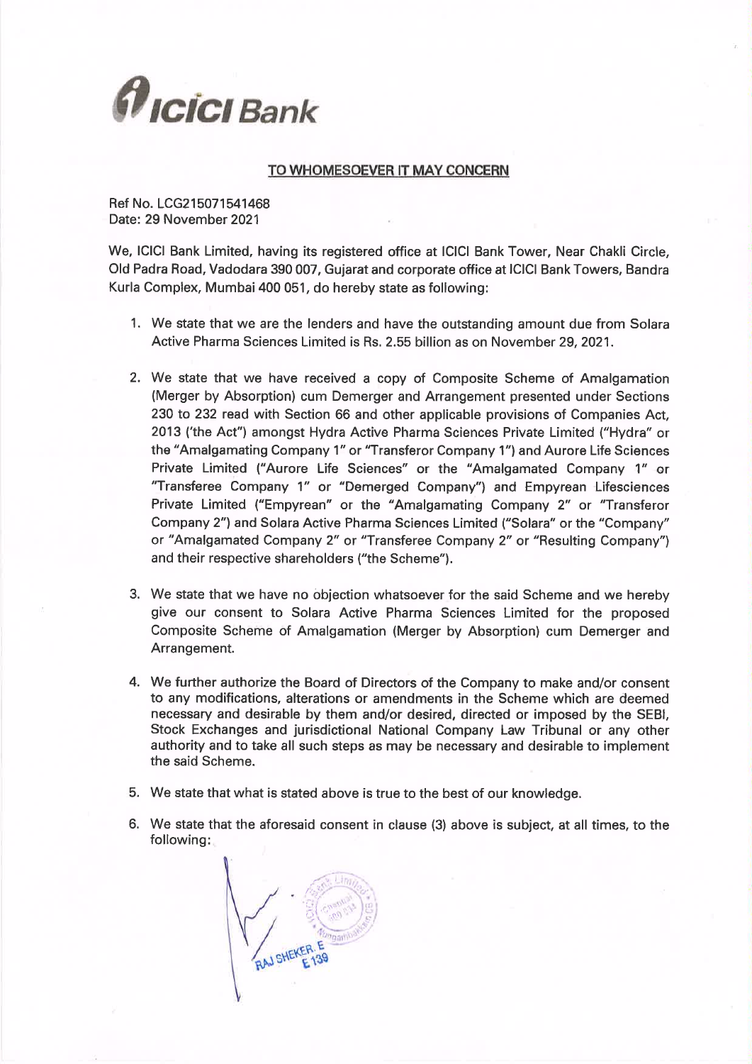**ICICI Bank**

## TO WHOMESOEVER IT MAY CONCERN

Ref No. LCG215071541468
Date: 29 November 2021

We, ICICI Bank Limited, having its registered office at ICICI Bank Tower, Near Chakli Circle, Old Padra Road, Vadodara 390 007, Gujarat and corporate office at ICICI Bank Towers, Bandra Kurla Complex, Mumbai 400 051, do hereby state as following:

1. We state that we are the lenders and have the outstanding amount due from Solara Active Pharma Sciences Limited is Rs. 2.55 billion as on November 29, 2021.

2. We state that we have received a copy of Composite Scheme of Amalgamation (Merger by Absorption) cum Demerger and Arrangement presented under Sections 230 to 232 read with Section 66 and other applicable provisions of Companies Act, 2013 ('the Act") amongst Hydra Active Pharma Sciences Private Limited ("Hydra" or the "Amalgamating Company 1" or "Transferor Company 1") and Aurore Life Sciences Private Limited ("Aurore Life Sciences" or the "Amalgamated Company 1" or "Transferee Company 1" or "Demerged Company") and Empyrean Lifesciences Private Limited ("Empyrean" or the "Amalgamating Company 2" or "Transferor Company 2") and Solara Active Pharma Sciences Limited ("Solara" or the "Company" or "Amalgamated Company 2" or "Transferee Company 2" or "Resulting Company") and their respective shareholders ("the Scheme").

3. We state that we have no objection whatsoever for the said Scheme and we hereby give our consent to Solara Active Pharma Sciences Limited for the proposed Composite Scheme of Amalgamation (Merger by Absorption) cum Demerger and Arrangement.

4. We further authorize the Board of Directors of the Company to make and/or consent to any modifications, alterations or amendments in the Scheme which are deemed necessary and desirable by them and/or desired, directed or imposed by the SEBI, Stock Exchanges and jurisdictional National Company Law Tribunal or any other authority and to take all such steps as may be necessary and desirable to implement the said Scheme.

5. We state that what is stated above is true to the best of our knowledge.

6. We state that the aforesaid consent in clause (3) above is subject, at all times, to the following:

RAJ SHEKER. E
E 139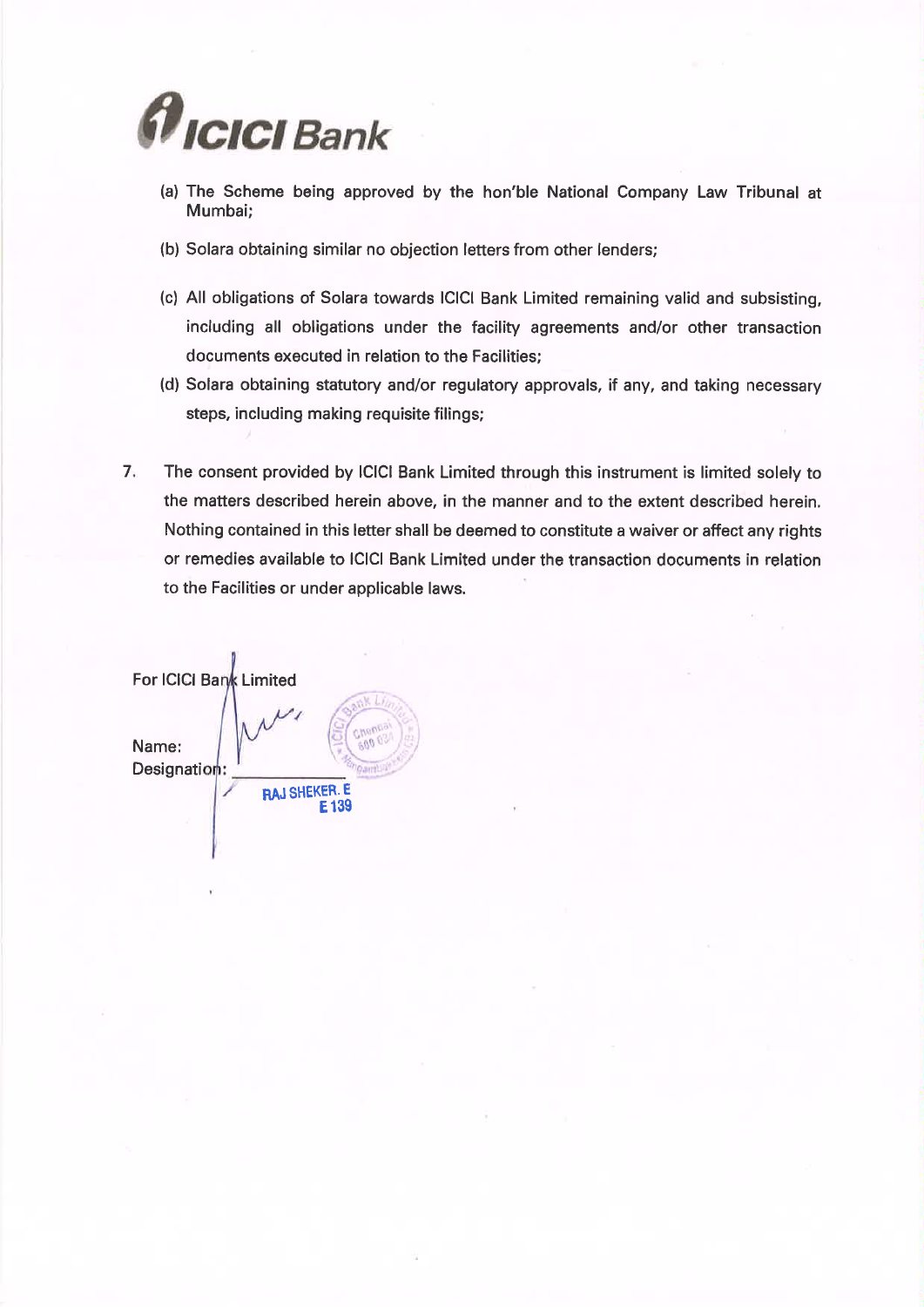(a) The Scheme being approved by the hon'ble National Company Law Tribunal at Mumbai;

(b) Solara obtaining similar no objection letters from other lenders;

(c) All obligations of Solara towards ICICI Bank Limited remaining valid and subsisting, including all obligations under the facility agreements and/or other transaction documents executed in relation to the Facilities;

(d) Solara obtaining statutory and/or regulatory approvals, if any, and taking necessary steps, including making requisite filings;

7. The consent provided by ICICI Bank Limited through this instrument is limited solely to the matters described herein above, in the manner and to the extent described herein. Nothing contained in this letter shall be deemed to constitute a waiver or affect any rights or remedies available to ICICI Bank Limited under the transaction documents in relation to the Facilities or under applicable laws.

For ICICI Bank Limited

Name:

Designation:

RAJ SHEKER. E
E 139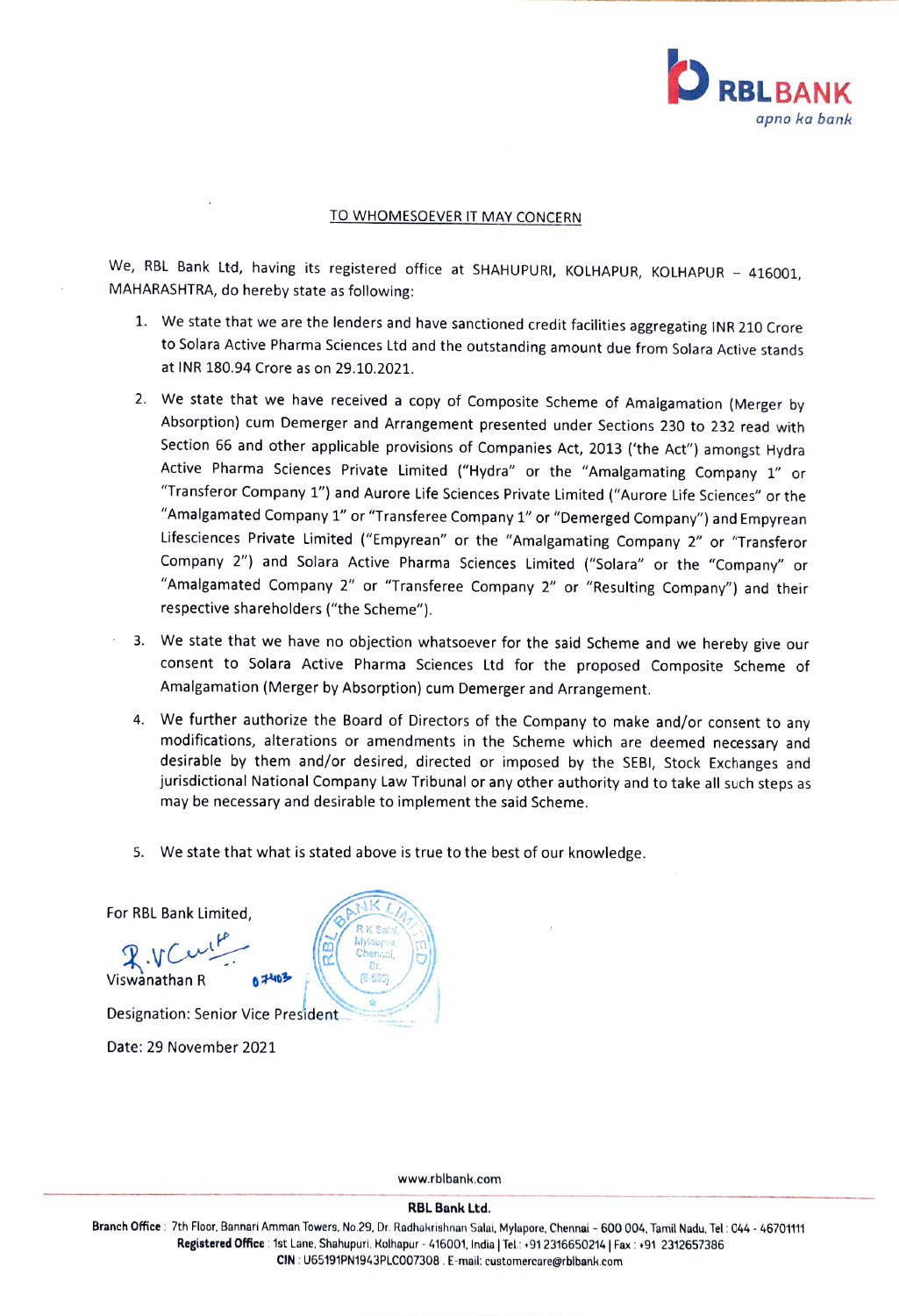RBL BANK
*apno ka bank*

TO WHOMESOEVER IT MAY CONCERN

We, RBL Bank Ltd, having its registered office at SHAHUPURI, KOLHAPUR, KOLHAPUR – 416001, MAHARASHTRA, do hereby state as following:

1. We state that we are the lenders and have sanctioned credit facilities aggregating INR 210 Crore to Solara Active Pharma Sciences Ltd and the outstanding amount due from Solara Active stands at INR 180.94 Crore as on 29.10.2021.
2. We state that we have received a copy of Composite Scheme of Amalgamation (Merger by Absorption) cum Demerger and Arrangement presented under Sections 230 to 232 read with Section 66 and other applicable provisions of Companies Act, 2013 ('the Act") amongst Hydra Active Pharma Sciences Private Limited ("Hydra" or the "Amalgamating Company 1" or "Transferor Company 1") and Aurore Life Sciences Private Limited ("Aurore Life Sciences" or the "Amalgamated Company 1" or "Transferee Company 1" or "Demerged Company") and Empyrean Lifesciences Private Limited ("Empyrean" or the "Amalgamating Company 2" or "Transferor Company 2") and Solara Active Pharma Sciences Limited ("Solara" or the "Company" or "Amalgamated Company 2" or "Transferee Company 2" or "Resulting Company") and their respective shareholders ("the Scheme").
3. We state that we have no objection whatsoever for the said Scheme and we hereby give our consent to Solara Active Pharma Sciences Ltd for the proposed Composite Scheme of Amalgamation (Merger by Absorption) cum Demerger and Arrangement.
4. We further authorize the Board of Directors of the Company to make and/or consent to any modifications, alterations or amendments in the Scheme which are deemed necessary and desirable by them and/or desired, directed or imposed by the SEBI, Stock Exchanges and jurisdictional National Company Law Tribunal or any other authority and to take all such steps as may be necessary and desirable to implement the said Scheme.
5. We state that what is stated above is true to the best of our knowledge.

For RBL Bank Limited,

Viswanathan R 07403

Designation: Senior Vice President

Date: 29 November 2021

www.rblbank.com

**RBL Bank Ltd.**

**Branch Office**: 7th Floor, Bannari Amman Towers, No.29, Dr. Radhakrishnan Salai, Mylapore, Chennai - 600 004, Tamil Nadu, Tel: 044 - 46701111
**Registered Office**: 1st Lane, Shahupuri, Kolhapur - 416001, India | Tel.: +91 2316650214 | Fax: +91 2312657386
**CIN**: U65191PN1943PLC007308 . E-mail: customercare@rblbank.com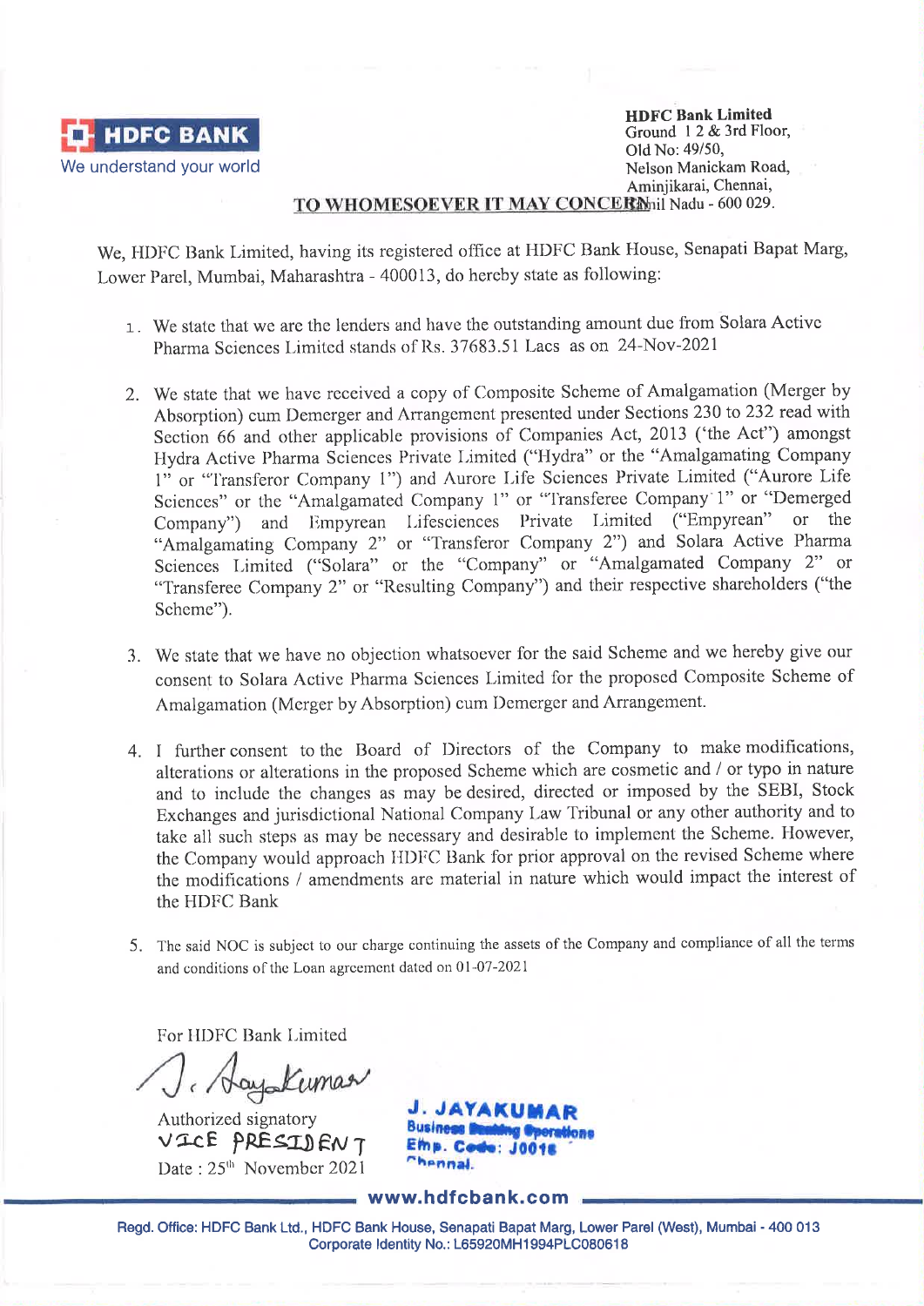**HDFC BANK**
We understand your world

**HDFC Bank Limited**
Ground 1 2 & 3rd Floor,
Old No: 49/50,
Nelson Manickam Road,
Aminjikarai, Chennai,
Tamil Nadu - 600 029.

## TO WHOMESOEVER IT MAY CONCERN

We, HDFC Bank Limited, having its registered office at HDFC Bank House, Senapati Bapat Marg, Lower Parel, Mumbai, Maharashtra - 400013, do hereby state as following:

1. We state that we are the lenders and have the outstanding amount due from Solara Active Pharma Sciences Limited stands of Rs. 37683.51 Lacs as on 24-Nov-2021

2. We state that we have received a copy of Composite Scheme of Amalgamation (Merger by Absorption) cum Demerger and Arrangement presented under Sections 230 to 232 read with Section 66 and other applicable provisions of Companies Act, 2013 ('the Act") amongst Hydra Active Pharma Sciences Private Limited ("Hydra" or the "Amalgamating Company 1" or "Transferor Company 1") and Aurore Life Sciences Private Limited ("Aurore Life Sciences" or the "Amalgamated Company 1" or "Transferee Company 1" or "Demerged Company") and Empyrean Lifesciences Private Limited ("Empyrean" or the "Amalgamating Company 2" or "Transferor Company 2") and Solara Active Pharma Sciences Limited ("Solara" or the "Company" or "Amalgamated Company 2" or "Transferee Company 2" or "Resulting Company") and their respective shareholders ("the Scheme").

3. We state that we have no objection whatsoever for the said Scheme and we hereby give our consent to Solara Active Pharma Sciences Limited for the proposed Composite Scheme of Amalgamation (Merger by Absorption) cum Demerger and Arrangement.

4. I further consent to the Board of Directors of the Company to make modifications, alterations or alterations in the proposed Scheme which are cosmetic and / or typo in nature and to include the changes as may be desired, directed or imposed by the SEBI, Stock Exchanges and jurisdictional National Company Law Tribunal or any other authority and to take all such steps as may be necessary and desirable to implement the Scheme. However, the Company would approach HDFC Bank for prior approval on the revised Scheme where the modifications / amendments are material in nature which would impact the interest of the HDFC Bank

5. The said NOC is subject to our charge continuing the assets of the Company and compliance of all the terms and conditions of the Loan agreement dated on 01-07-2021

For HDFC Bank Limited

J. JayaKumar

Authorized signatory
VICE PRESIDENT
Date : 25th November 2021

**J. JAYAKUMAR**
Business Banking Operations
Emp. Code: J0018
Chennai.

www.hdfcbank.com

Regd. Office: HDFC Bank Ltd., HDFC Bank House, Senapati Bapat Marg, Lower Parel (West), Mumbai - 400 013
Corporate Identity No.: L65920MH1994PLC080618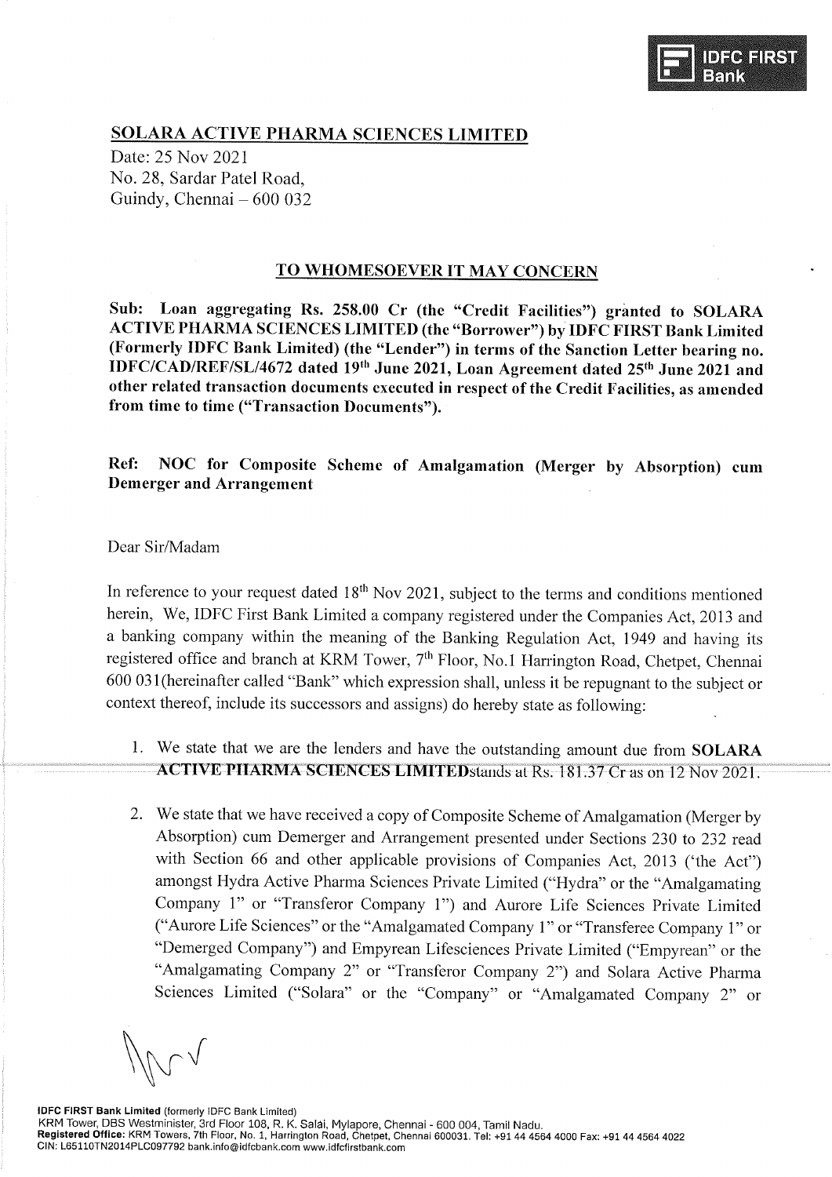**SOLARA ACTIVE PHARMA SCIENCES LIMITED**

Date: 25 Nov 2021

No. 28, Sardar Patel Road,

Guindy, Chennai – 600 032

**TO WHOMESOEVER IT MAY CONCERN**

**Sub: Loan aggregating Rs. 258.00 Cr (the "Credit Facilities") granted to SOLARA ACTIVE PHARMA SCIENCES LIMITED (the "Borrower") by IDFC FIRST Bank Limited (Formerly IDFC Bank Limited) (the "Lender") in terms of the Sanction Letter bearing no. IDFC/CAD/REF/SL/4672 dated 19th June 2021, Loan Agreement dated 25th June 2021 and other related transaction documents executed in respect of the Credit Facilities, as amended from time to time ("Transaction Documents").**

**Ref: NOC for Composite Scheme of Amalgamation (Merger by Absorption) cum Demerger and Arrangement**

Dear Sir/Madam

In reference to your request dated 18th Nov 2021, subject to the terms and conditions mentioned herein, We, IDFC First Bank Limited a company registered under the Companies Act, 2013 and a banking company within the meaning of the Banking Regulation Act, 1949 and having its registered office and branch at KRM Tower, 7th Floor, No.1 Harrington Road, Chetpet, Chennai 600 031(hereinafter called "Bank" which expression shall, unless it be repugnant to the subject or context thereof, include its successors and assigns) do hereby state as following:

1. We state that we are the lenders and have the outstanding amount due from **SOLARA ACTIVE PHARMA SCIENCES LIMITED**stands at Rs. 181.37 Cr as on 12 Nov 2021.

2. We state that we have received a copy of Composite Scheme of Amalgamation (Merger by Absorption) cum Demerger and Arrangement presented under Sections 230 to 232 read with Section 66 and other applicable provisions of Companies Act, 2013 ('the Act") amongst Hydra Active Pharma Sciences Private Limited ("Hydra" or the "Amalgamating Company 1" or "Transferor Company 1") and Aurore Life Sciences Private Limited ("Aurore Life Sciences" or the "Amalgamated Company 1" or "Transferee Company 1" or "Demerged Company") and Empyrean Lifesciences Private Limited ("Empyrean" or the "Amalgamating Company 2" or "Transferor Company 2") and Solara Active Pharma Sciences Limited ("Solara" or the "Company" or "Amalgamated Company 2" or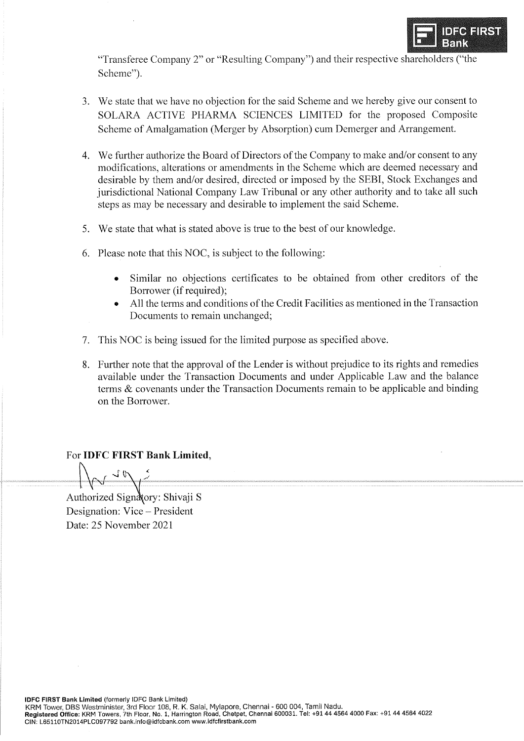"Transferee Company 2" or "Resulting Company") and their respective shareholders ("the Scheme").

3. We state that we have no objection for the said Scheme and we hereby give our consent to SOLARA ACTIVE PHARMA SCIENCES LIMITED for the proposed Composite Scheme of Amalgamation (Merger by Absorption) cum Demerger and Arrangement.

4. We further authorize the Board of Directors of the Company to make and/or consent to any modifications, alterations or amendments in the Scheme which are deemed necessary and desirable by them and/or desired, directed or imposed by the SEBI, Stock Exchanges and jurisdictional National Company Law Tribunal or any other authority and to take all such steps as may be necessary and desirable to implement the said Scheme.

5. We state that what is stated above is true to the best of our knowledge.

6. Please note that this NOC, is subject to the following:

    - Similar no objections certificates to be obtained from other creditors of the Borrower (if required);
    - All the terms and conditions of the Credit Facilities as mentioned in the Transaction Documents to remain unchanged;

7. This NOC is being issued for the limited purpose as specified above.

8. Further note that the approval of the Lender is without prejudice to its rights and remedies available under the Transaction Documents and under Applicable Law and the balance terms & covenants under the Transaction Documents remain to be applicable and binding on the Borrower.

For **IDFC FIRST Bank Limited**,

Authorized Signatory: Shivaji S
Designation: Vice – President
Date: 25 November 2021

**IDFC FIRST Bank Limited** (formerly IDFC Bank Limited)
KRM Tower, DBS Westminister, 3rd Floor 108, R. K. Salai, Mylapore, Chennai - 600 004, Tamil Nadu.
**Registered Office:** KRM Towers, 7th Floor, No. 1, Harrington Road, Chetpet, Chennai 600031. Tel: +91 44 4564 4000 Fax: +91 44 4564 4022
CIN: L65110TN2014PLC097792 bank.info@idfcbank.com www.idfcfirstbank.com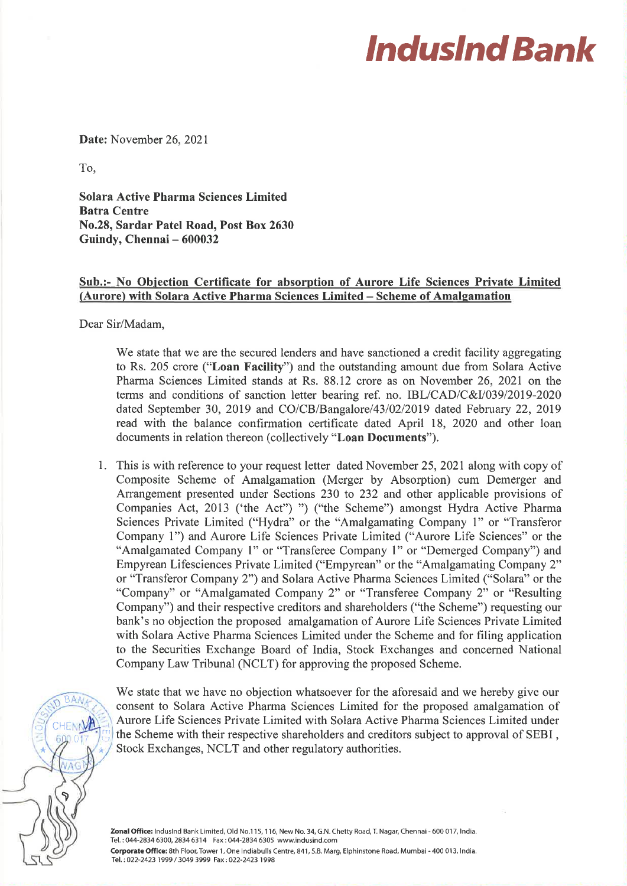# IndusInd Bank

**Date:** November 26, 2021

To,

**Solara Active Pharma Sciences Limited**
**Batra Centre**
**No.28, Sardar Patel Road, Post Box 2630**
**Guindy, Chennai – 600032**

**Sub.:- No Objection Certificate for absorption of Aurore Life Sciences Private Limited (Aurore) with Solara Active Pharma Sciences Limited – Scheme of Amalgamation**

Dear Sir/Madam,

We state that we are the secured lenders and have sanctioned a credit facility aggregating to Rs. 205 crore ("**Loan Facility**") and the outstanding amount due from Solara Active Pharma Sciences Limited stands at Rs. 88.12 crore as on November 26, 2021 on the terms and conditions of sanction letter bearing ref. no. IBL/CAD/C&I/039/2019-2020 dated September 30, 2019 and CO/CB/Bangalore/43/02/2019 dated February 22, 2019 read with the balance confirmation certificate dated April 18, 2020 and other loan documents in relation thereon (collectively "**Loan Documents**").

1. This is with reference to your request letter dated November 25, 2021 along with copy of Composite Scheme of Amalgamation (Merger by Absorption) cum Demerger and Arrangement presented under Sections 230 to 232 and other applicable provisions of Companies Act, 2013 ('the Act") ") ("the Scheme") amongst Hydra Active Pharma Sciences Private Limited ("Hydra" or the "Amalgamating Company 1" or "Transferor Company 1") and Aurore Life Sciences Private Limited ("Aurore Life Sciences" or the "Amalgamated Company 1" or "Transferee Company 1" or "Demerged Company") and Empyrean Lifesciences Private Limited ("Empyrean" or the "Amalgamating Company 2" or "Transferor Company 2") and Solara Active Pharma Sciences Limited ("Solara" or the "Company" or "Amalgamated Company 2" or "Transferee Company 2" or "Resulting Company") and their respective creditors and shareholders ("the Scheme") requesting our bank's no objection the proposed amalgamation of Aurore Life Sciences Private Limited with Solara Active Pharma Sciences Limited under the Scheme and for filing application to the Securities Exchange Board of India, Stock Exchanges and concerned National Company Law Tribunal (NCLT) for approving the proposed Scheme.

   We state that we have no objection whatsoever for the aforesaid and we hereby give our consent to Solara Active Pharma Sciences Limited for the proposed amalgamation of Aurore Life Sciences Private Limited with Solara Active Pharma Sciences Limited under the Scheme with their respective shareholders and creditors subject to approval of SEBI , Stock Exchanges, NCLT and other regulatory authorities.

**Zonal Office:** IndusInd Bank Limited, Old No.115, 116, New No. 34, G.N. Chetty Road, T. Nagar, Chennai - 600 017, India.
Tel. : 044-2834 6300, 2834 6314 Fax : 044-2834 6305 www.indusind.com
**Corporate Office:** 8th Floor, Tower 1, One Indiabulls Centre, 841, S.B. Marg, Elphinstone Road, Mumbai - 400 013, India.
Tel. : 022-2423 1999 / 3049 3999 Fax : 022-2423 1998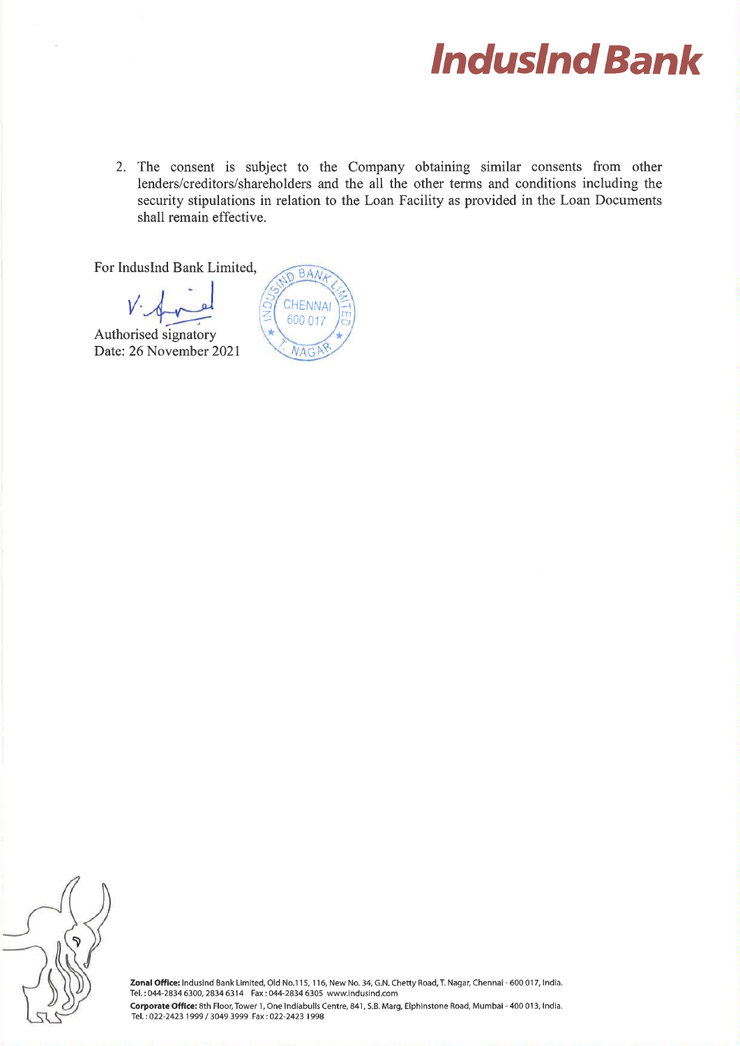**IndusInd Bank**

2. The consent is subject to the Company obtaining similar consents from other lenders/creditors/shareholders and the all the other terms and conditions including the security stipulations in relation to the Loan Facility as provided in the Loan Documents shall remain effective.

For IndusInd Bank Limited,

Authorised signatory
Date: 26 November 2021

**Zonal Office:** IndusInd Bank Limited, Old No.115, 116, New No. 34, G.N. Chetty Road, T. Nagar, Chennai - 600 017, India.
Tel. : 044-2834 6300, 2834 6314 Fax : 044-2834 6305 www.indusind.com
**Corporate Office:** 8th Floor, Tower 1, One Indiabulls Centre, 841, S.B. Marg, Elphinstone Road, Mumbai - 400 013, India.
Tel. : 022-2423 1999 / 3049 3999 Fax : 022-2423 1998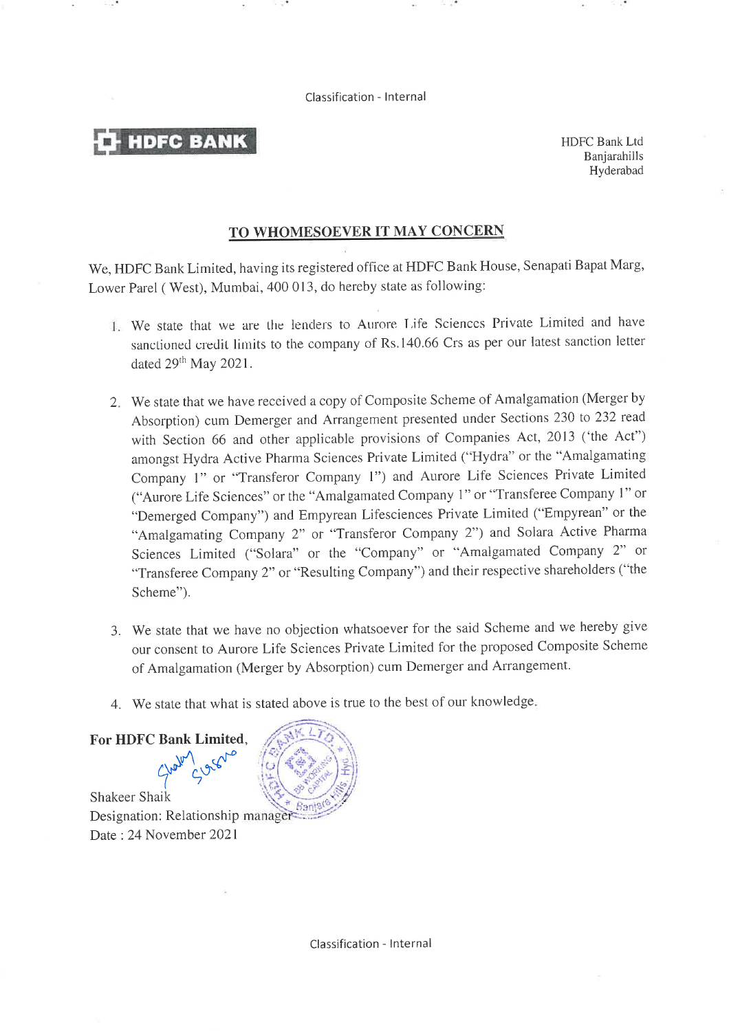Classification - Internal

**HDFC BANK**

HDFC Bank Ltd
Banjarahills
Hyderabad

## TO WHOMESOEVER IT MAY CONCERN

We, HDFC Bank Limited, having its registered office at HDFC Bank House, Senapati Bapat Marg, Lower Parel ( West), Mumbai, 400 013, do hereby state as following:

1. We state that we are the lenders to Aurore Life Sciences Private Limited and have sanctioned credit limits to the company of Rs.140.66 Crs as per our latest sanction letter dated 29th May 2021.

2. We state that we have received a copy of Composite Scheme of Amalgamation (Merger by Absorption) cum Demerger and Arrangement presented under Sections 230 to 232 read with Section 66 and other applicable provisions of Companies Act, 2013 ('the Act") amongst Hydra Active Pharma Sciences Private Limited ("Hydra" or the "Amalgamating Company 1" or "Transferor Company 1") and Aurore Life Sciences Private Limited ("Aurore Life Sciences" or the "Amalgamated Company 1" or "Transferee Company 1" or "Demerged Company") and Empyrean Lifesciences Private Limited ("Empyrean" or the "Amalgamating Company 2" or "Transferor Company 2") and Solara Active Pharma Sciences Limited ("Solara" or the "Company" or "Amalgamated Company 2" or "Transferee Company 2" or "Resulting Company") and their respective shareholders ("the Scheme").

3. We state that we have no objection whatsoever for the said Scheme and we hereby give our consent to Aurore Life Sciences Private Limited for the proposed Composite Scheme of Amalgamation (Merger by Absorption) cum Demerger and Arrangement.

4. We state that what is stated above is true to the best of our knowledge.

**For HDFC Bank Limited,**

Shakeer Shaik
Designation: Relationship manager
Date : 24 November 2021

Classification - Internal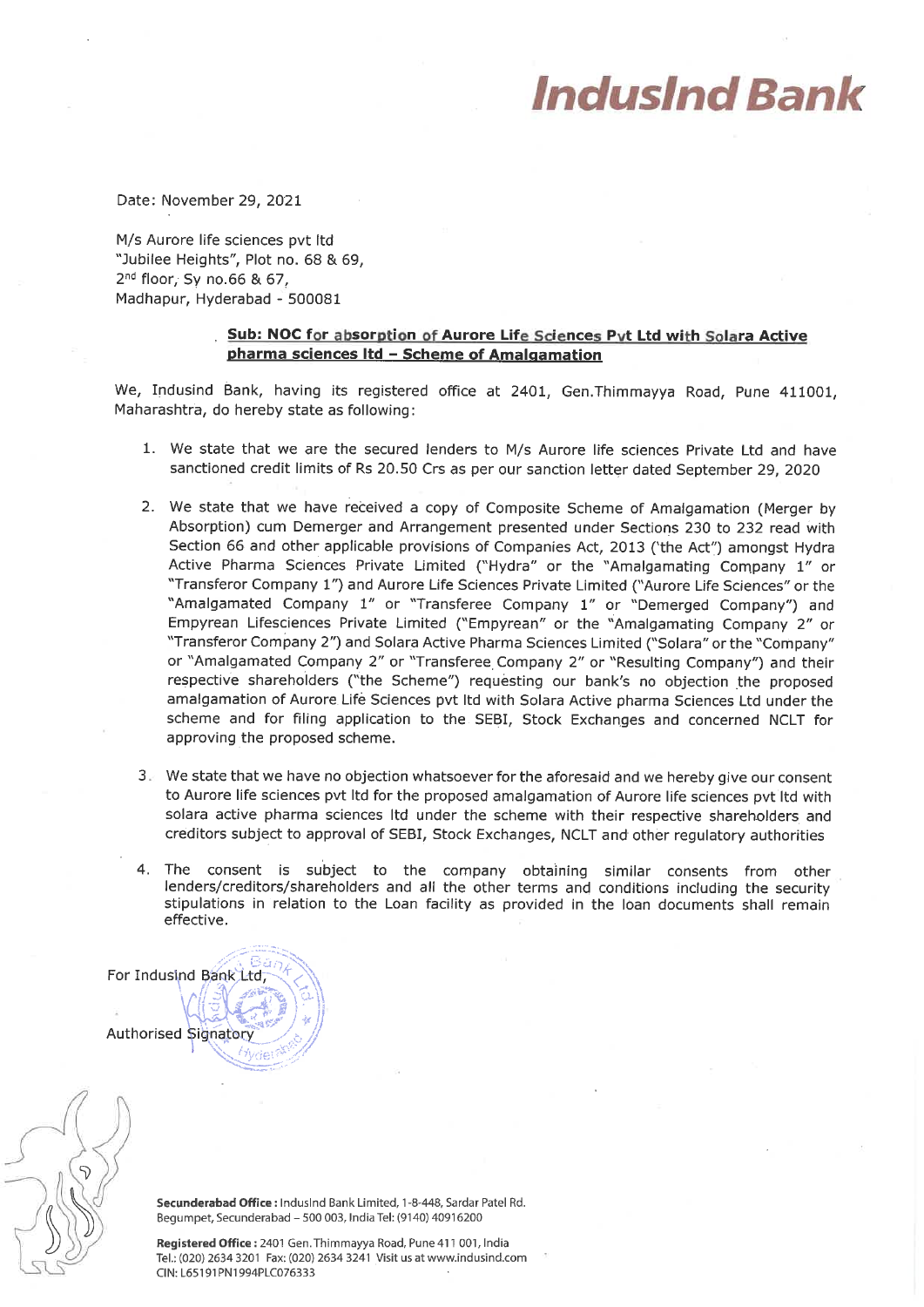# IndusInd Bank

Date: November 29, 2021

M/s Aurore life sciences pvt ltd
"Jubilee Heights", Plot no. 68 & 69,
2nd floor, Sy no.66 & 67,
Madhapur, Hyderabad - 500081

**Sub: NOC for absorption of Aurore Life Sciences Pvt Ltd with Solara Active pharma sciences ltd – Scheme of Amalgamation**

We, Indusind Bank, having its registered office at 2401, Gen.Thimmayya Road, Pune 411001, Maharashtra, do hereby state as following:

1. We state that we are the secured lenders to M/s Aurore life sciences Private Ltd and have sanctioned credit limits of Rs 20.50 Crs as per our sanction letter dated September 29, 2020

2. We state that we have received a copy of Composite Scheme of Amalgamation (Merger by Absorption) cum Demerger and Arrangement presented under Sections 230 to 232 read with Section 66 and other applicable provisions of Companies Act, 2013 ('the Act") amongst Hydra Active Pharma Sciences Private Limited ("Hydra" or the "Amalgamating Company 1" or "Transferor Company 1") and Aurore Life Sciences Private Limited ("Aurore Life Sciences" or the "Amalgamated Company 1" or "Transferee Company 1" or "Demerged Company") and Empyrean Lifesciences Private Limited ("Empyrean" or the "Amalgamating Company 2" or "Transferor Company 2") and Solara Active Pharma Sciences Limited ("Solara" or the "Company" or "Amalgamated Company 2" or "Transferee Company 2" or "Resulting Company") and their respective shareholders ("the Scheme") requesting our bank's no objection the proposed amalgamation of Aurore Life Sciences pvt ltd with Solara Active pharma Sciences Ltd under the scheme and for filing application to the SEBI, Stock Exchanges and concerned NCLT for approving the proposed scheme.

3. We state that we have no objection whatsoever for the aforesaid and we hereby give our consent to Aurore life sciences pvt ltd for the proposed amalgamation of Aurore life sciences pvt ltd with solara active pharma sciences ltd under the scheme with their respective shareholders and creditors subject to approval of SEBI, Stock Exchanges, NCLT and other regulatory authorities

4. The consent is subject to the company obtaining similar consents from other lenders/creditors/shareholders and all the other terms and conditions including the security stipulations in relation to the Loan facility as provided in the loan documents shall remain effective.

For Indusind Bank Ltd,

Authorised Signatory

**Secunderabad Office :** IndusInd Bank Limited, 1-8-448, Sardar Patel Rd. Begumpet, Secunderabad – 500 003, India Tel: (9140) 40916200

**Registered Office :** 2401 Gen. Thimmayya Road, Pune 411 001, India
Tel.: (020) 2634 3201 Fax: (020) 2634 3241 Visit us at www.indusind.com
CIN: L65191PN1994PLC076333